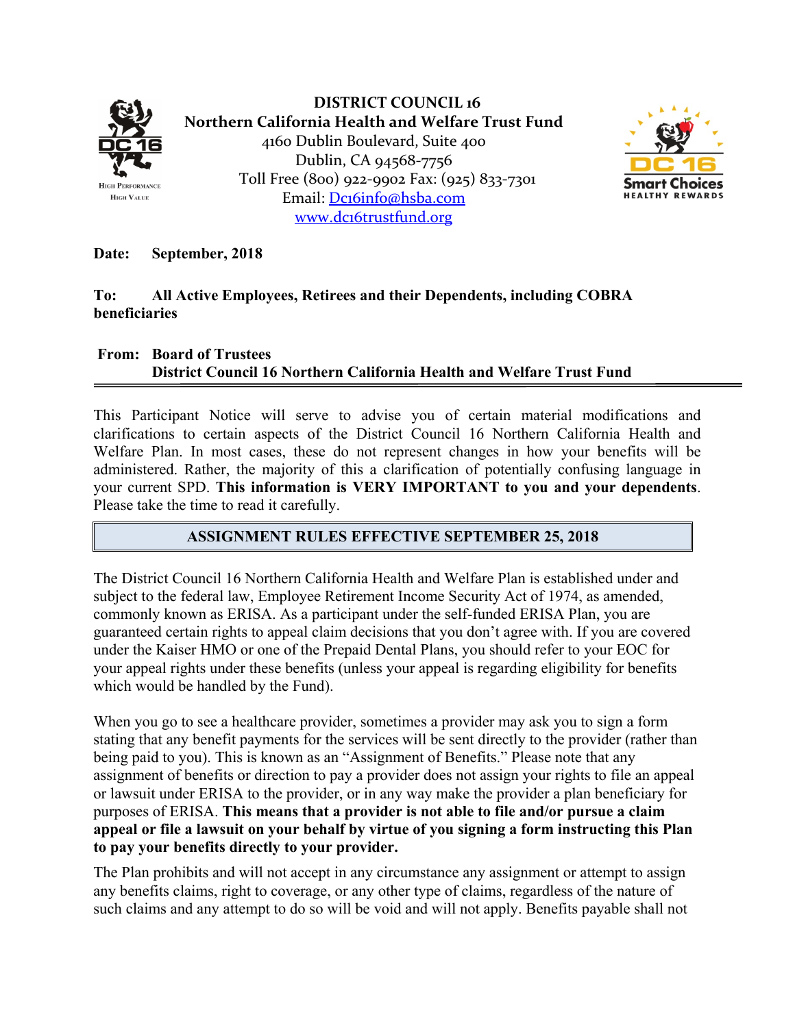**DISTRICT COUNCIL 16**
**Northern California Health and Welfare Trust Fund**
4160 Dublin Boulevard, Suite 400
Dublin, CA 94568-7756
Toll Free (800) 922-9902 Fax: (925) 833-7301
Email: Dc16info@hsba.com
www.dc16trustfund.org

**Date:** **September, 2018**

**To:** **All Active Employees, Retirees and their Dependents, including COBRA beneficiaries**

**From:** **Board of Trustees**
**District Council 16 Northern California Health and Welfare Trust Fund**

---

This Participant Notice will serve to advise you of certain material modifications and clarifications to certain aspects of the District Council 16 Northern California Health and Welfare Plan. In most cases, these do not represent changes in how your benefits will be administered. Rather, the majority of this a clarification of potentially confusing language in your current SPD. **This information is VERY IMPORTANT to you and your dependents**. Please take the time to read it carefully.

## ASSIGNMENT RULES EFFECTIVE SEPTEMBER 25, 2018

The District Council 16 Northern California Health and Welfare Plan is established under and subject to the federal law, Employee Retirement Income Security Act of 1974, as amended, commonly known as ERISA. As a participant under the self-funded ERISA Plan, you are guaranteed certain rights to appeal claim decisions that you don't agree with. If you are covered under the Kaiser HMO or one of the Prepaid Dental Plans, you should refer to your EOC for your appeal rights under these benefits (unless your appeal is regarding eligibility for benefits which would be handled by the Fund).

When you go to see a healthcare provider, sometimes a provider may ask you to sign a form stating that any benefit payments for the services will be sent directly to the provider (rather than being paid to you). This is known as an "Assignment of Benefits." Please note that any assignment of benefits or direction to pay a provider does not assign your rights to file an appeal or lawsuit under ERISA to the provider, or in any way make the provider a plan beneficiary for purposes of ERISA. **This means that a provider is not able to file and/or pursue a claim appeal or file a lawsuit on your behalf by virtue of you signing a form instructing this Plan to pay your benefits directly to your provider.**

The Plan prohibits and will not accept in any circumstance any assignment or attempt to assign any benefits claims, right to coverage, or any other type of claims, regardless of the nature of such claims and any attempt to do so will be void and will not apply. Benefits payable shall not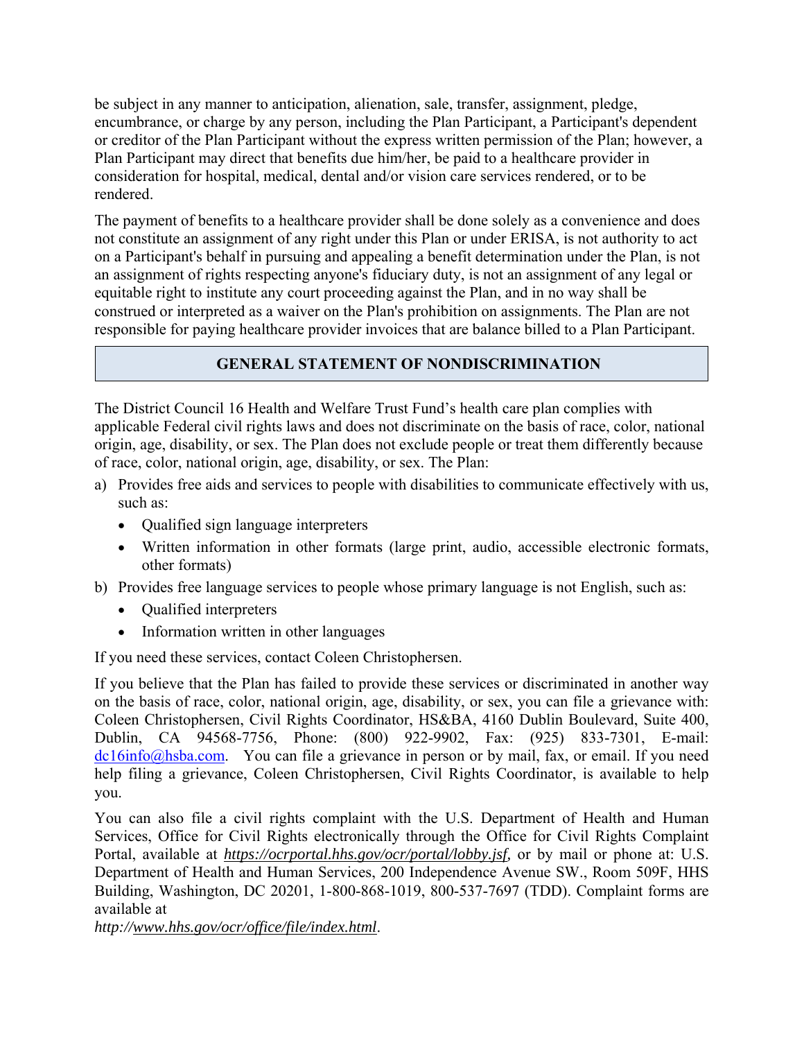be subject in any manner to anticipation, alienation, sale, transfer, assignment, pledge, encumbrance, or charge by any person, including the Plan Participant, a Participant's dependent or creditor of the Plan Participant without the express written permission of the Plan; however, a Plan Participant may direct that benefits due him/her, be paid to a healthcare provider in consideration for hospital, medical, dental and/or vision care services rendered, or to be rendered.

The payment of benefits to a healthcare provider shall be done solely as a convenience and does not constitute an assignment of any right under this Plan or under ERISA, is not authority to act on a Participant's behalf in pursuing and appealing a benefit determination under the Plan, is not an assignment of rights respecting anyone's fiduciary duty, is not an assignment of any legal or equitable right to institute any court proceeding against the Plan, and in no way shall be construed or interpreted as a waiver on the Plan's prohibition on assignments. The Plan are not responsible for paying healthcare provider invoices that are balance billed to a Plan Participant.

## GENERAL STATEMENT OF NONDISCRIMINATION

The District Council 16 Health and Welfare Trust Fund's health care plan complies with applicable Federal civil rights laws and does not discriminate on the basis of race, color, national origin, age, disability, or sex. The Plan does not exclude people or treat them differently because of race, color, national origin, age, disability, or sex. The Plan:

a) Provides free aids and services to people with disabilities to communicate effectively with us, such as:
   - Qualified sign language interpreters
   - Written information in other formats (large print, audio, accessible electronic formats, other formats)

b) Provides free language services to people whose primary language is not English, such as:
   - Qualified interpreters
   - Information written in other languages

If you need these services, contact Coleen Christophersen.

If you believe that the Plan has failed to provide these services or discriminated in another way on the basis of race, color, national origin, age, disability, or sex, you can file a grievance with: Coleen Christophersen, Civil Rights Coordinator, HS&BA, 4160 Dublin Boulevard, Suite 400, Dublin, CA 94568-7756, Phone: (800) 922-9902, Fax: (925) 833-7301, E-mail: dc16info@hsba.com. You can file a grievance in person or by mail, fax, or email. If you need help filing a grievance, Coleen Christophersen, Civil Rights Coordinator, is available to help you.

You can also file a civil rights complaint with the U.S. Department of Health and Human Services, Office for Civil Rights electronically through the Office for Civil Rights Complaint Portal, available at *https://ocrportal.hhs.gov/ocr/portal/lobby.jsf*, or by mail or phone at: U.S. Department of Health and Human Services, 200 Independence Avenue SW., Room 509F, HHS Building, Washington, DC 20201, 1-800-868-1019, 800-537-7697 (TDD). Complaint forms are available at *http://www.hhs.gov/ocr/office/file/index.html*.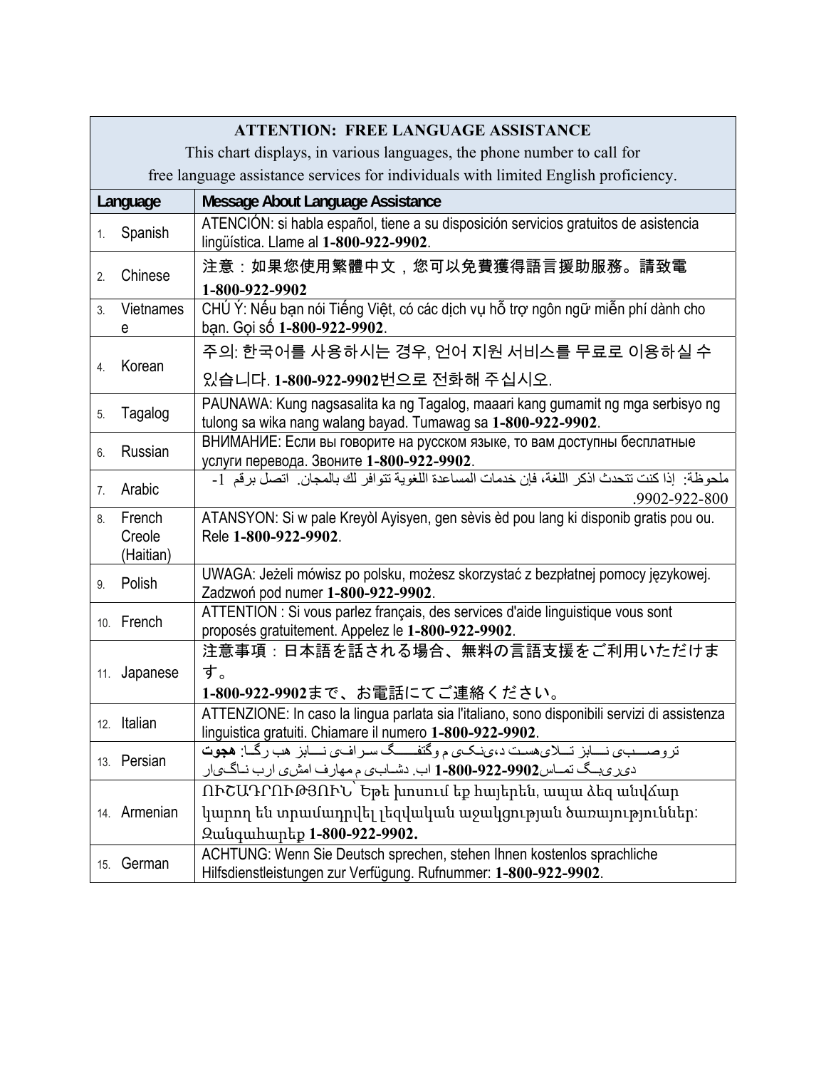| ATTENTION: FREE LANGUAGE ASSISTANCE<br>This chart displays, in various languages, the phone number to call for free language assistance services for individuals with limited English proficiency. | |
|---|---|
| **Language** | **Message About Language Assistance** |
| 1. Spanish | ATENCIÓN: si habla español, tiene a su disposición servicios gratuitos de asistencia lingüística. Llame al **1-800-922-9902**. |
| 2. Chinese | 注意：如果您使用繁體中文，您可以免費獲得語言援助服務。請致電 **1-800-922-9902** |
| 3. Vietnamese | CHÚ Ý: Nếu bạn nói Tiếng Việt, có các dịch vụ hỗ trợ ngôn ngữ miễn phí dành cho bạn. Gọi số **1-800-922-9902**. |
| 4. Korean | 주의: 한국어를 사용하시는 경우, 언어 지원 서비스를 무료로 이용하실 수 있습니다. **1-800-922-9902**번으로 전화해 주십시오. |
| 5. Tagalog | PAUNAWA: Kung nagsasalita ka ng Tagalog, maaari kang gumamit ng mga serbisyo ng tulong sa wika nang walang bayad. Tumawag sa **1-800-922-9902**. |
| 6. Russian | ВНИМАНИЕ: Если вы говорите на русском языке, то вам доступны бесплатные услуги перевода. Звоните **1-800-922-9902**. |
| 7. Arabic | ملحوظة: إذا كنت تتحدث اذكر اللغة، فإن خدمات المساعدة اللغوية تتوافر لك بالمجان. اتصل برقم 1-800-922-9902. |
| 8. French Creole (Haitian) | ATANSYON: Si w pale Kreyòl Ayisyen, gen sèvis èd pou lang ki disponib gratis pou ou. Rele **1-800-922-9902**. |
| 9. Polish | UWAGA: Jeżeli mówisz po polsku, możesz skorzystać z bezpłatnej pomocy językowej. Zadzwoń pod numer **1-800-922-9902**. |
| 10. French | ATTENTION : Si vous parlez français, des services d'aide linguistique vous sont proposés gratuitement. Appelez le **1-800-922-9902**. |
| 11. Japanese | 注意事項：日本語を話される場合、無料の言語支援をご利用いただけます。**1-800-922-9902**まで、お電話にてご連絡ください。 |
| 12. Italian | ATTENZIONE: In caso la lingua parlata sia l'italiano, sono disponibili servizi di assistenza linguistica gratuiti. Chiamare il numero **1-800-922-9902**. |
| 13. Persian | **توجه**: اگر به زبان فارسی گفتگو می کنید، تسهیلات زبانی بصورت رایگان برای شما فراهم می باشد. با **1-800-922-9902** تماس بگیرید. |
| 14. Armenian | ՈՒՇԱԴՐՈՒԹՅՈՒՆ՝ Եթե խոսում եք հայերեն, ապա ձեզ անվճար կարող են տրամադրվել լեզվական աջակցության ծառայություններ: Զանգահարեք **1-800-922-9902.** |
| 15. German | ACHTUNG: Wenn Sie Deutsch sprechen, stehen Ihnen kostenlos sprachliche Hilfsdienstleistungen zur Verfügung. Rufnummer: **1-800-922-9902**. |